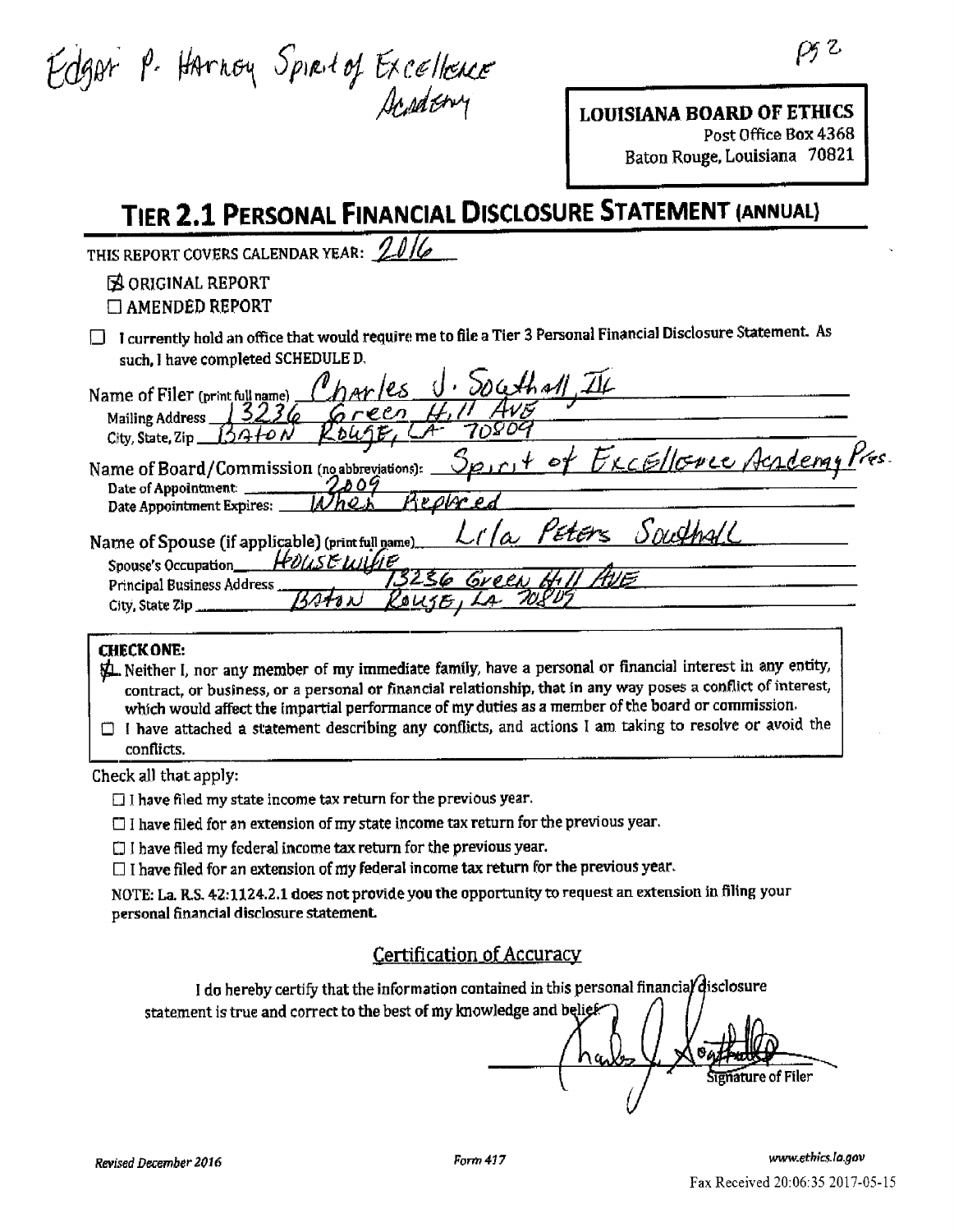Edgar P. Harney Spirit of Excellence Academy

pg 2

**LOUISIANA BOARD OF ETHICS**
Post Office Box 4368
Baton Rouge, Louisiana 70821

# TIER 2.1 PERSONAL FINANCIAL DISCLOSURE STATEMENT (ANNUAL)

THIS REPORT COVERS CALENDAR YEAR: 2016

☒ ORIGINAL REPORT
☐ AMENDED REPORT

☐ I currently hold an office that would require me to file a Tier 3 Personal Financial Disclosure Statement. As such, I have completed SCHEDULE D.

Name of Filer (print full name) Charles J. Southall, III
Mailing Address 13236 Green Hill Ave
City, State, Zip Baton Rouge, LA 70809

Name of Board/Commission (no abbreviations): Spirit of Excellence Academy Pres.
Date of Appointment: 2009
Date Appointment Expires: When Replaced

Name of Spouse (if applicable) (print full name) Lila Peters Southall
Spouse's Occupation Housewife
Principal Business Address 13236 Green Hill Ave
City, State Zip Baton Rouge, LA 70809

**CHECK ONE:**

☒ Neither I, nor any member of my immediate family, have a personal or financial interest in any entity, contract, or business, or a personal or financial relationship, that in any way poses a conflict of interest, which would affect the impartial performance of my duties as a member of the board or commission.

☐ I have attached a statement describing any conflicts, and actions I am taking to resolve or avoid the conflicts.

Check all that apply:

☐ I have filed my state income tax return for the previous year.

☐ I have filed for an extension of my state income tax return for the previous year.

☐ I have filed my federal income tax return for the previous year.

☐ I have filed for an extension of my federal income tax return for the previous year.

NOTE: La. R.S. 42:1124.2.1 does not provide you the opportunity to request an extension in filing your personal financial disclosure statement.

## Certification of Accuracy

I do hereby certify that the information contained in this personal financial disclosure statement is true and correct to the best of my knowledge and belief.

Charles J. Southall
Signature of Filer

Revised December 2016 | Form 417 | www.ethics.la.gov

Fax Received 20:06:35 2017-05-15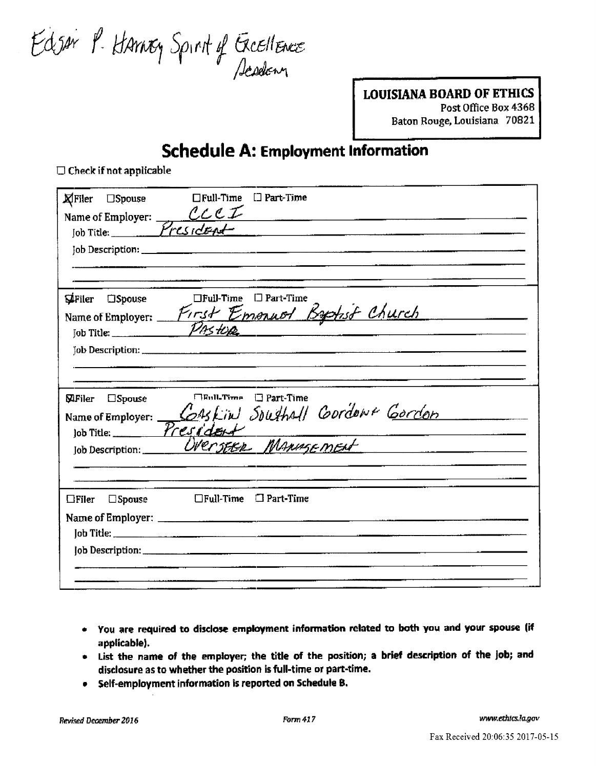Edgar P. Harney Spirit of Excellence Academy

**LOUISIANA BOARD OF ETHICS**
Post Office Box 4368
Baton Rouge, Louisiana 70821

# Schedule A: Employment Information

☐ Check if not applicable

☒ Filer ☐ Spouse ☐ Full-Time ☐ Part-Time
Name of Employer: CCCI
Job Title: President
Job Description:

☒ Filer ☐ Spouse ☐ Full-Time ☐ Part-Time
Name of Employer: First Emanuel Baptist Church
Job Title: Pastor
Job Description:

☒ Filer ☐ Spouse ☐ Full-Time ☐ Part-Time
Name of Employer: Caskin Southall Gordon & Gordon
Job Title: President
Job Description: Overseer Management

☐ Filer ☐ Spouse ☐ Full-Time ☐ Part-Time
Name of Employer:
Job Title:
Job Description:

- **You are required to disclose employment information related to both you and your spouse (if applicable).**
- **List the name of the employer; the title of the position; a brief description of the job; and disclosure as to whether the position is full-time or part-time.**
- **Self-employment information is reported on Schedule B.**

*Revised December 2016* Form 417 www.ethics.la.gov

Fax Received 20:06:35 2017-05-15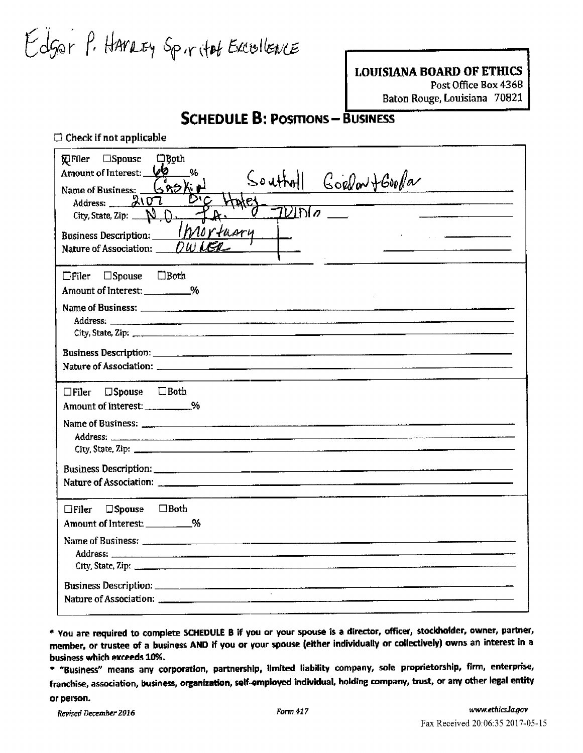Edgar P. Harney Spirit of Excellence

**LOUISIANA BOARD OF ETHICS**
Post Office Box 4368
Baton Rouge, Louisiana 70821

## SCHEDULE B: POSITIONS – BUSINESS

☐ Check if not applicable

☒ Filer ☐ Spouse ☐ Both
Amount of Interest: 66 %
Name of Business: Gaskin Southall Gordon + Gordon
Address: 2107 D.C. Haley
City, State, Zip: N.O. LA. 70113
Business Description: Mortuary
Nature of Association: Owner

☐ Filer ☐ Spouse ☐ Both
Amount of Interest: ________%
Name of Business: ________
Address: ________
City, State, Zip: ________
Business Description: ________
Nature of Association: ________

☐ Filer ☐ Spouse ☐ Both
Amount of Interest: ________%
Name of Business: ________
Address: ________
City, State, Zip: ________
Business Description: ________
Nature of Association: ________

☐ Filer ☐ Spouse ☐ Both
Amount of Interest: ________%
Name of Business: ________
Address: ________
City, State, Zip: ________
Business Description: ________
Nature of Association: ________

**\* You are required to complete SCHEDULE B if you or your spouse is a director, officer, stockholder, owner, partner, member, or trustee of a business AND if you or your spouse (either individually or collectively) owns an interest in a business which exceeds 10%.**

**\* "Business" means any corporation, partnership, limited liability company, sole proprietorship, firm, enterprise, franchise, association, business, organization, self-employed individual, holding company, trust, or any other legal entity or person.**

*Revised December 2016* Form 417 *www.ethics.la.gov*

Fax Received 20:06:35 2017-05-15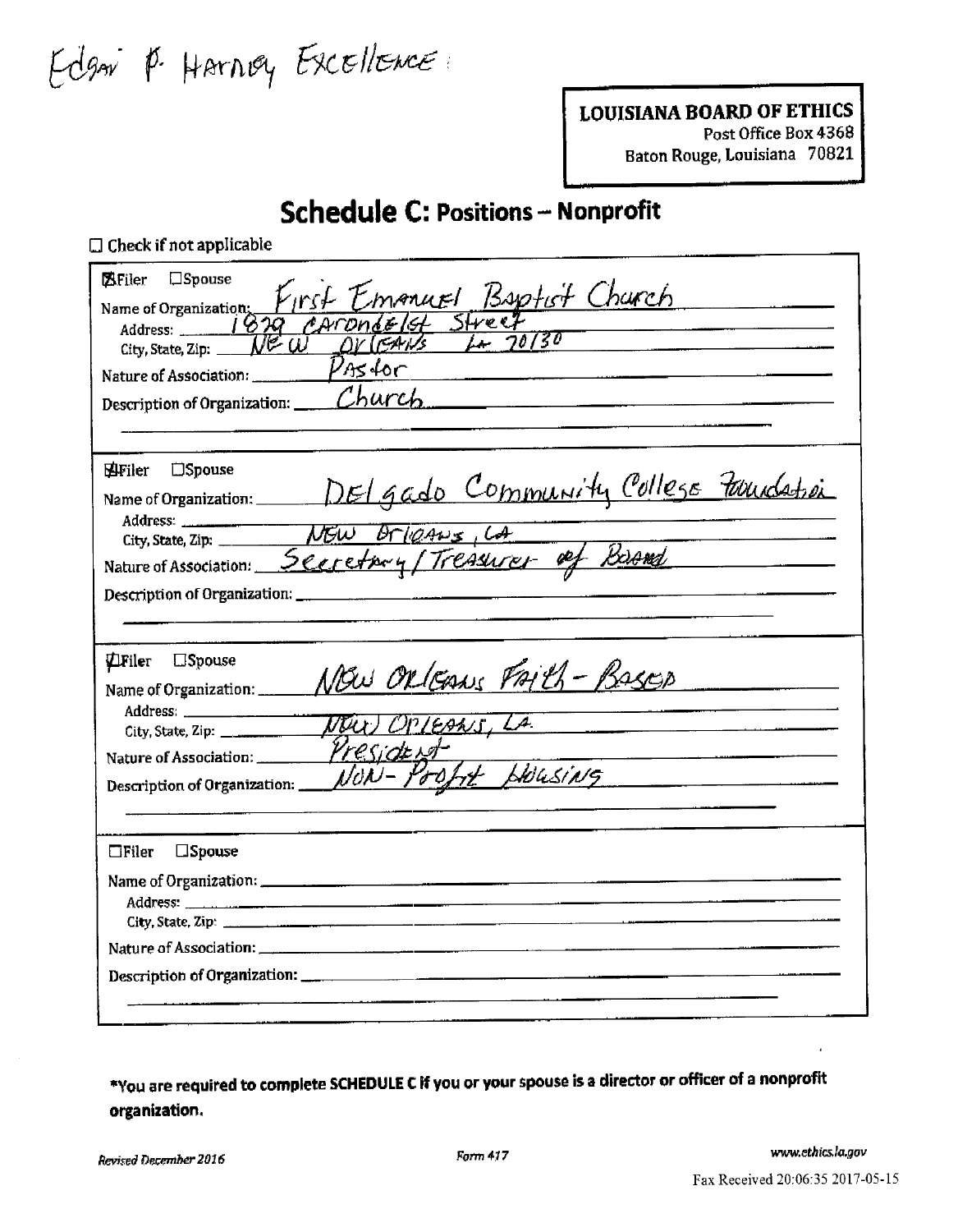Edgar P. Harney Excellence:

**LOUISIANA BOARD OF ETHICS**
Post Office Box 4368
Baton Rouge, Louisiana 70821

# Schedule C: Positions – Nonprofit

☐ Check if not applicable

☒ Filer ☐ Spouse
Name of Organization: First Emanuel Baptist Church
Address: 1829 Carondelet Street
City, State, Zip: New Orleans LA 70130
Nature of Association: Pastor
Description of Organization: Church

☒ Filer ☐ Spouse
Name of Organization: Delgado Community College Foundation
Address:
City, State, Zip: New Orleans, LA
Nature of Association: Secretary / Treasurer of Board
Description of Organization:

☒ Filer ☐ Spouse
Name of Organization: New Orleans Faith-Based
Address:
City, State, Zip: New Orleans, LA.
Nature of Association: President
Description of Organization: Non-Profit Housing

☐ Filer ☐ Spouse
Name of Organization:
Address:
City, State, Zip:
Nature of Association:
Description of Organization:

**\*You are required to complete SCHEDULE C if you or your spouse is a director or officer of a nonprofit organization.**

*Revised December 2016* Form 417 www.ethics.la.gov

Fax Received 20:06:35 2017-05-15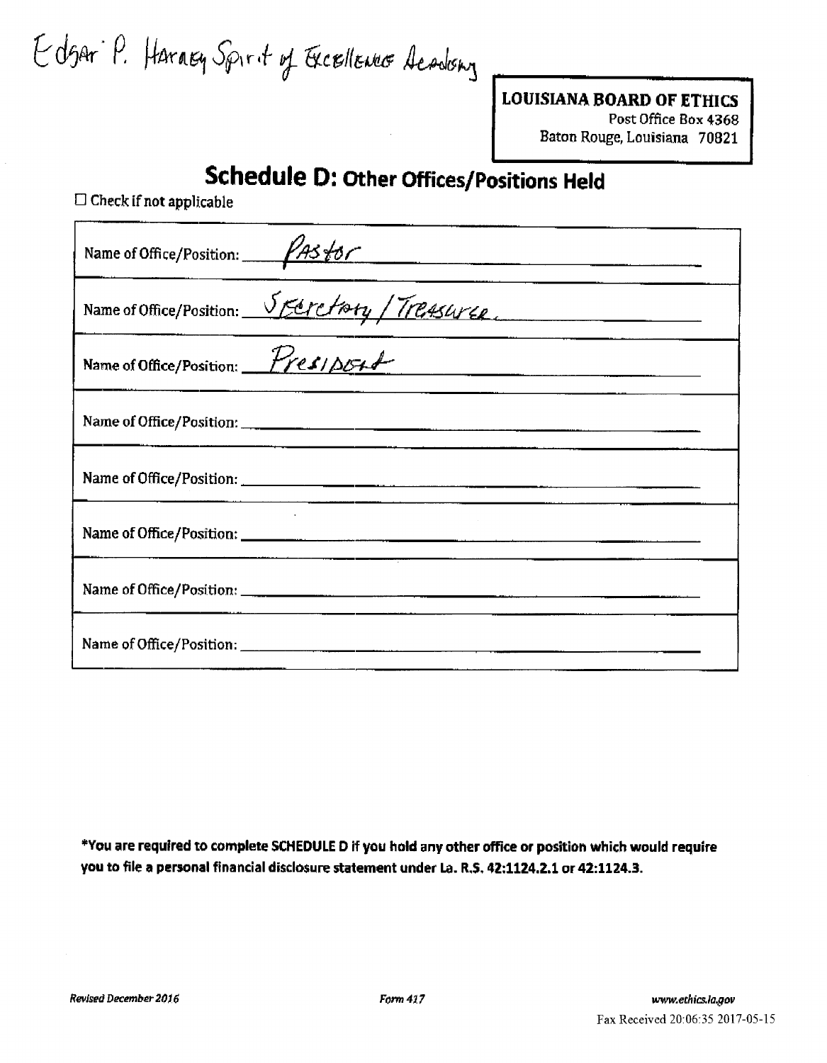Edgar P. Harney Spirit of Excellence Academy

**LOUISIANA BOARD OF ETHICS**
Post Office Box 4368
Baton Rouge, Louisiana 70821

# Schedule D: Other Offices/Positions Held

☐ Check if not applicable

| |
|---|
| Name of Office/Position: Pastor |
| Name of Office/Position: Secretary / Treasurer. |
| Name of Office/Position: President |
| Name of Office/Position: |
| Name of Office/Position: |
| Name of Office/Position: |
| Name of Office/Position: |
| Name of Office/Position: |

**\*You are required to complete SCHEDULE D if you hold any other office or position which would require you to file a personal financial disclosure statement under La. R.S. 42:1124.2.1 or 42:1124.3.**

*Revised December 2016* Form 417 *www.ethics.la.gov*

Fax Received 20:06:35 2017-05-15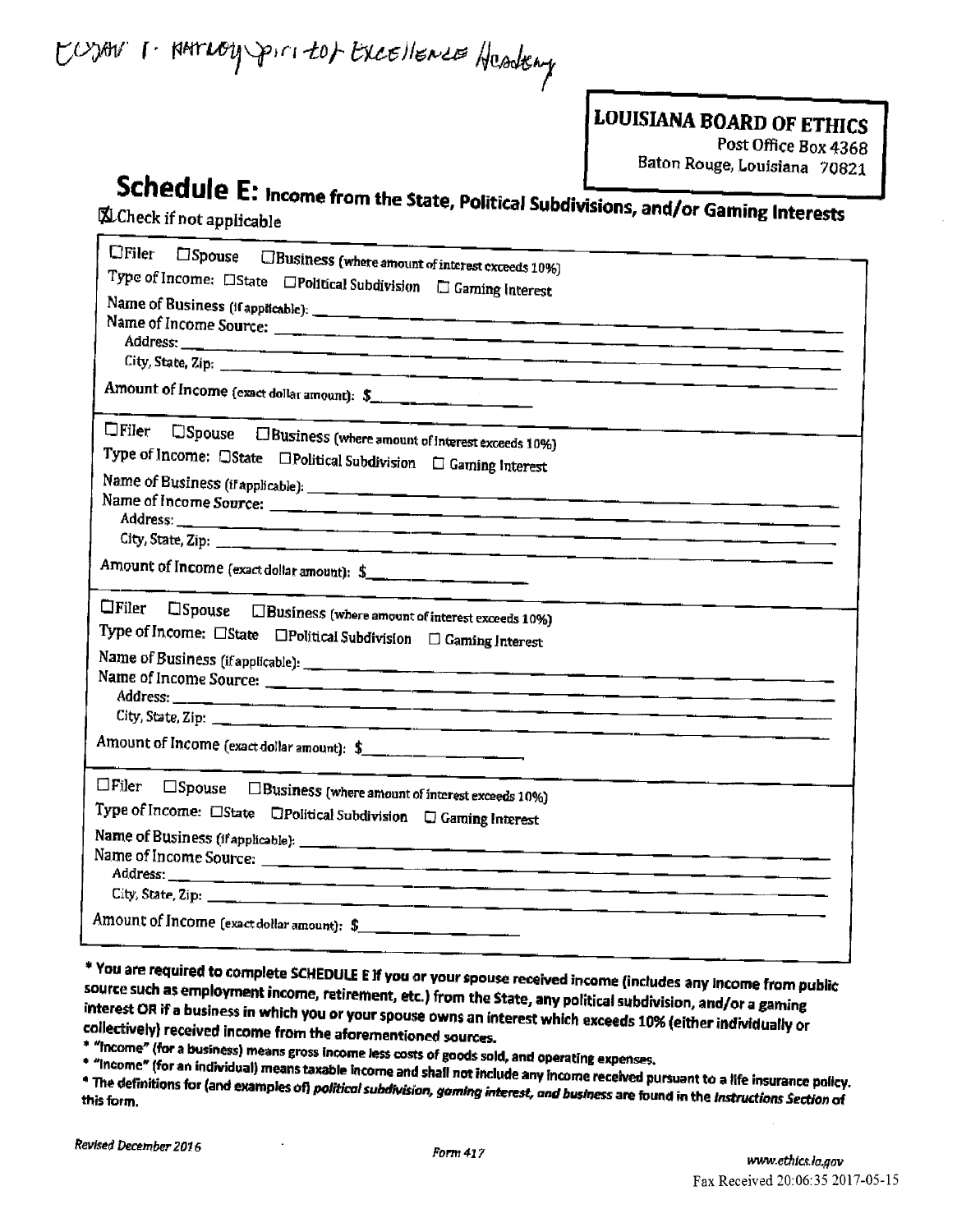Cujan I. Hartley Spirit of Excellence Academy

**LOUISIANA BOARD OF ETHICS**
Post Office Box 4368
Baton Rouge, Louisiana 70821

# Schedule E: Income from the State, Political Subdivisions, and/or Gaming Interests

☒ Check if not applicable

☐Filer ☐Spouse ☐Business (where amount of interest exceeds 10%)
Type of Income: ☐State ☐Political Subdivision ☐ Gaming Interest
Name of Business (if applicable): ___
Name of Income Source: ___
Address: ___
City, State, Zip: ___
Amount of Income (exact dollar amount): $___

☐Filer ☐Spouse ☐Business (where amount of interest exceeds 10%)
Type of Income: ☐State ☐Political Subdivision ☐ Gaming Interest
Name of Business (if applicable): ___
Name of Income Source: ___
Address: ___
City, State, Zip: ___
Amount of Income (exact dollar amount): $___

☐Filer ☐Spouse ☐Business (where amount of interest exceeds 10%)
Type of Income: ☐State ☐Political Subdivision ☐ Gaming Interest
Name of Business (if applicable): ___
Name of Income Source: ___
Address: ___
City, State, Zip: ___
Amount of Income (exact dollar amount): $___

☐Filer ☐Spouse ☐Business (where amount of interest exceeds 10%)
Type of Income: ☐State ☐Political Subdivision ☐ Gaming Interest
Name of Business (if applicable): ___
Name of Income Source: ___
Address: ___
City, State, Zip: ___
Amount of Income (exact dollar amount): $___

**\* You are required to complete SCHEDULE E if you or your spouse received income (includes any income from public source such as employment income, retirement, etc.) from the State, any political subdivision, and/or a gaming interest OR if a business in which you or your spouse owns an interest which exceeds 10% (either individually or collectively) received income from the aforementioned sources.**

**\* "Income" (for a business) means gross income less costs of goods sold, and operating expenses.**

**\* "Income" (for an individual) means taxable income and shall not include any income received pursuant to a life insurance policy.**

**\* The definitions for (and examples of) *political subdivision, gaming interest, and business* are found in the *Instructions Section* of this form.**

*Revised December 2016* Form 417 www.ethics.la.gov

Fax Received 20:06:35 2017-05-15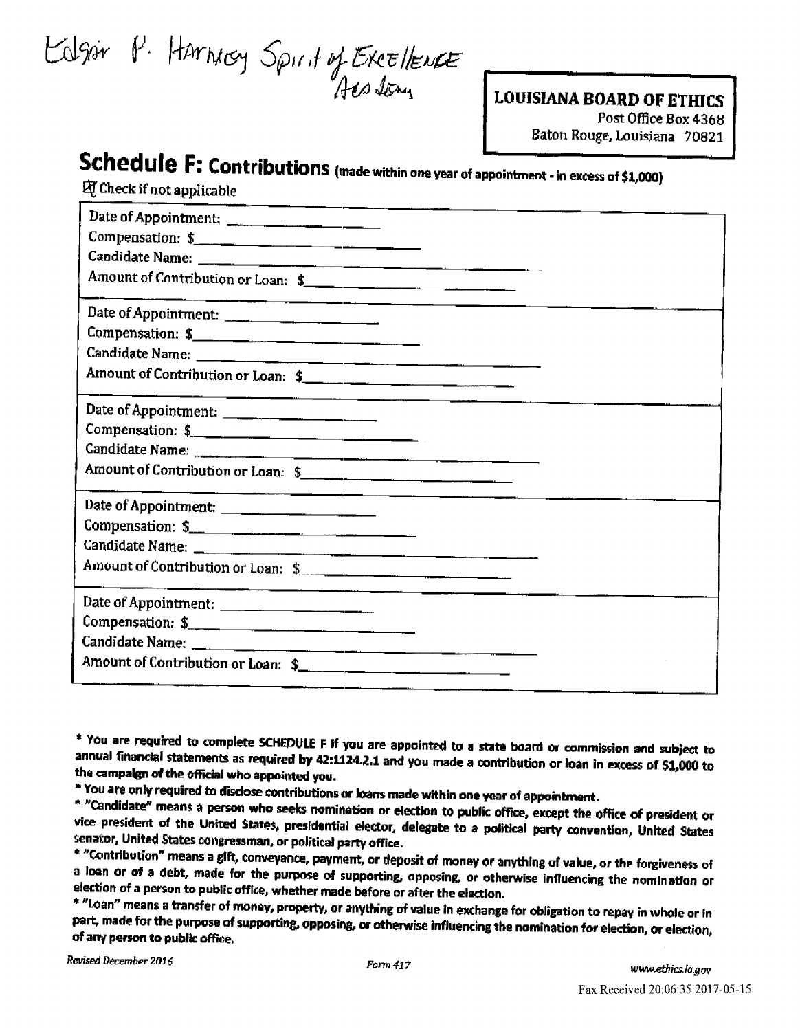Edgar P. Harney Spirit of Excellence Academy

**LOUISIANA BOARD OF ETHICS**
Post Office Box 4368
Baton Rouge, Louisiana 70821

# Schedule F: Contributions (made within one year of appointment - in excess of $1,000)

☒ Check if not applicable

Date of Appointment: ____________
Compensation: $____________
Candidate Name: ____________
Amount of Contribution or Loan: $____________

Date of Appointment: ____________
Compensation: $____________
Candidate Name: ____________
Amount of Contribution or Loan: $____________

Date of Appointment: ____________
Compensation: $____________
Candidate Name: ____________
Amount of Contribution or Loan: $____________

Date of Appointment: ____________
Compensation: $____________
Candidate Name: ____________
Amount of Contribution or Loan: $____________

Date of Appointment: ____________
Compensation: $____________
Candidate Name: ____________
Amount of Contribution or Loan: $____________

**\* You are required to complete SCHEDULE F if you are appointed to a state board or commission and subject to annual financial statements as required by 42:1124.2.1 and you made a contribution or loan in excess of $1,000 to the campaign of the official who appointed you.**

**\* You are only required to disclose contributions or loans made within one year of appointment.**

**\* "Candidate" means a person who seeks nomination or election to public office, except the office of president or vice president of the United States, presidential elector, delegate to a political party convention, United States senator, United States congressman, or political party office.**

**\* "Contribution" means a gift, conveyance, payment, or deposit of money or anything of value, or the forgiveness of a loan or of a debt, made for the purpose of supporting, opposing, or otherwise influencing the nomination or election of a person to public office, whether made before or after the election.**

**\* "Loan" means a transfer of money, property, or anything of value in exchange for obligation to repay in whole or in part, made for the purpose of supporting, opposing, or otherwise influencing the nomination for election, or election, of any person to public office.**

*Revised December 2016* *Form 417* *www.ethics.la.gov*

Fax Received 20:06:35 2017-05-15